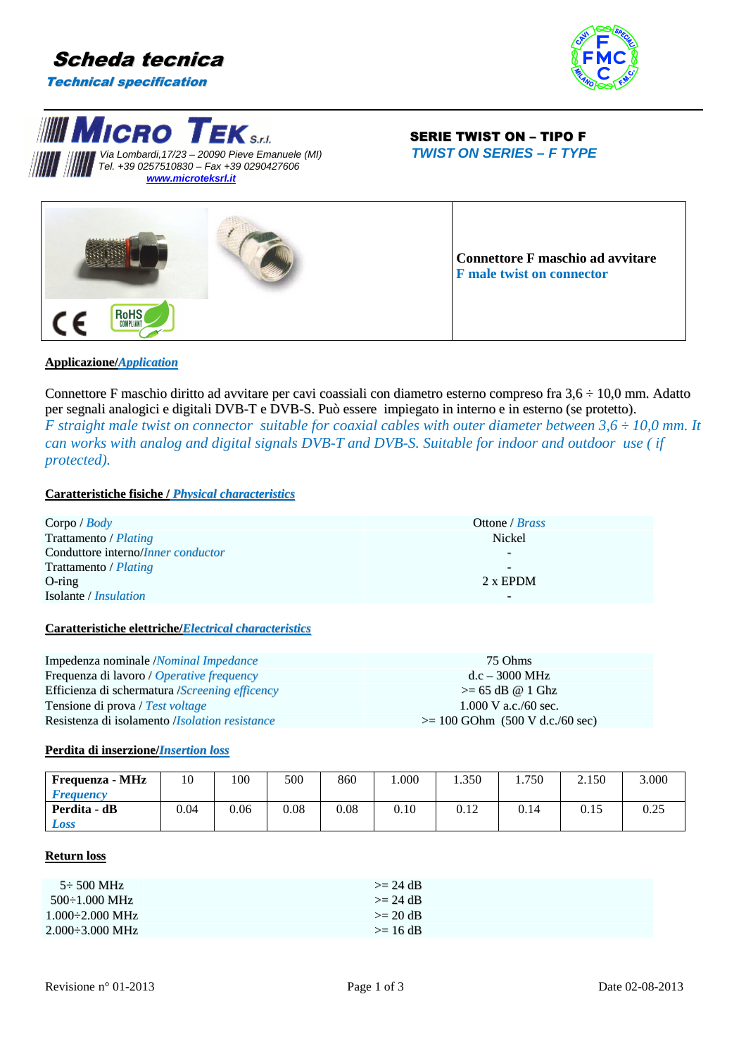# Scheda tecnica

## *Technical specification*

**MICRO TEK S.r.l.**
*Via Lombardi,17/23 – 20090 Pieve Emanuele (MI)*
*Tel. +39 0257510830 – Fax +39 0290427606*
*www.microteksrl.it*

**SERIE TWIST ON – TIPO F**
*TWIST ON SERIES – F TYPE*

**Connettore F maschio ad avvitare**
***F male twist on connector***

**Applicazione/*Application***

Connettore F maschio diritto ad avvitare per cavi coassiali con diametro esterno compreso fra 3,6 ÷ 10,0 mm. Adatto per segnali analogici e digitali DVB-T e DVB-S. Può essere impiegato in interno e in esterno (se protetto).
*F straight male twist on connector suitable for coaxial cables with outer diameter between 3,6 ÷ 10,0 mm. It can works with analog and digital signals DVB-T and DVB-S. Suitable for indoor and outdoor use ( if protected).*

**Caratteristiche fisiche / *Physical characteristics***

| | |
|---|---|
| Corpo / *Body* | Ottone / *Brass* |
| Trattamento / *Plating* | Nickel |
| Conduttore interno/*Inner conductor* | - |
| Trattamento / *Plating* | - |
| O-ring | 2 x EPDM |
| Isolante / *Insulation* | - |

**Caratteristiche elettriche/*Electrical characteristics***

| | |
|---|---|
| Impedenza nominale /*Nominal Impedance* | 75 Ohms |
| Frequenza di lavoro / *Operative frequency* | d.c – 3000 MHz |
| Efficienza di schermatura /*Screening efficency* | >= 65 dB @ 1 Ghz |
| Tensione di prova / *Test voltage* | 1.000 V a.c./60 sec. |
| Resistenza di isolamento /*Isolation resistance* | >= 100 GOhm (500 V d.c./60 sec) |

**Perdita di inserzione/*Insertion loss***

| **Frequenza - MHz** ***Frequency*** | 10 | 100 | 500 | 860 | 1.000 | 1.350 | 1.750 | 2.150 | 3.000 |
|---|---|---|---|---|---|---|---|---|---|
| **Perdita - dB** ***Loss*** | 0.04 | 0.06 | 0.08 | 0.08 | 0.10 | 0.12 | 0.14 | 0.15 | 0.25 |

**Return loss**

| | |
|---|---|
| 5÷ 500 MHz | >= 24 dB |
| 500÷1.000 MHz | >= 24 dB |
| 1.000÷2.000 MHz | >= 20 dB |
| 2.000÷3.000 MHz | >= 16 dB |

Revisione n° 01-2013 Date 02-08-2013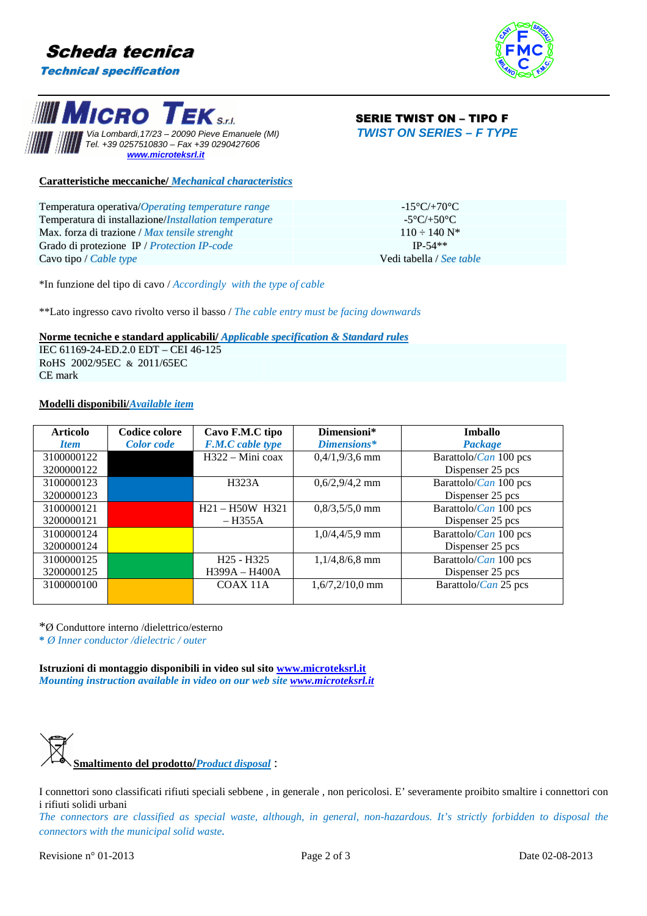# Scheda tecnica
*Technical specification*

**MICRO TEK S.r.l.**
*Via Lombardi,17/23 – 20090 Pieve Emanuele (MI)*
*Tel. +39 0257510830 – Fax +39 0290427606*
*www.microteksrl.it*

## SERIE TWIST ON – TIPO F
*TWIST ON SERIES – F TYPE*

### Caratteristiche meccaniche/ *Mechanical characteristics*

| | |
|---|---|
| Temperatura operativa/*Operating temperature range* | -15°C/+70°C |
| Temperatura di installazione/*Installation temperature* | -5°C/+50°C |
| Max. forza di trazione / *Max tensile strenght* | 110 ÷ 140 N* |
| Grado di protezione IP / *Protection IP-code* | IP-54** |
| Cavo tipo / *Cable type* | Vedi tabella / *See table* |

*In funzione del tipo di cavo / *Accordingly with the type of cable*

**Lato ingresso cavo rivolto verso il basso / *The cable entry must be facing downwards*

### Norme tecniche e standard applicabili/ *Applicable specification & Standard rules*

IEC 61169-24-ED.2.0 EDT – CEI 46-125
RoHS 2002/95EC & 2011/65EC
CE mark

### Modelli disponibili/*Available item*

| Articolo *Item* | Codice colore *Color code* | Cavo F.M.C tipo *F.M.C cable type* | Dimensioni* *Dimensions** | Imballo *Package* |
|---|---|---|---|---|
| 3100000122 3200000122 | (nero) | H322 – Mini coax | 0,4/1,9/3,6 mm | Barattolo/*Can* 100 pcs Dispenser 25 pcs |
| 3100000123 3200000123 | (blu) | H323A | 0,6/2,9/4,2 mm | Barattolo/*Can* 100 pcs Dispenser 25 pcs |
| 3100000121 3200000121 | (rosso) | H21 – H50W H321 – H355A | 0,8/3,5/5,0 mm | Barattolo/*Can* 100 pcs Dispenser 25 pcs |
| 3100000124 3200000124 | (giallo) | | 1,0/4,4/5,9 mm | Barattolo/*Can* 100 pcs Dispenser 25 pcs |
| 3100000125 3200000125 | (verde) | H25 - H325 H399A – H400A | 1,1/4,8/6,8 mm | Barattolo/*Can* 100 pcs Dispenser 25 pcs |
| 3100000100 | (arancione) | COAX 11A | 1,6/7,2/10,0 mm | Barattolo/*Can* 25 pcs |

*Ø Conduttore interno /dielettrico/esterno
*\* Ø Inner conductor /dielectric / outer*

**Istruzioni di montaggio disponibili in video sul sito www.microteksrl.it**
***Mounting instruction available in video on our web site www.microteksrl.it***

### Smaltimento del prodotto/*Product disposal* :

I connettori sono classificati rifiuti speciali sebbene , in generale , non pericolosi. E' severamente proibito smaltire i connettori con i rifiuti solidi urbani
*The connectors are classified as special waste, although, in general, non-hazardous. It's strictly forbidden to disposal the connectors with the municipal solid waste.*

Revisione n° 01-2013 Date 02-08-2013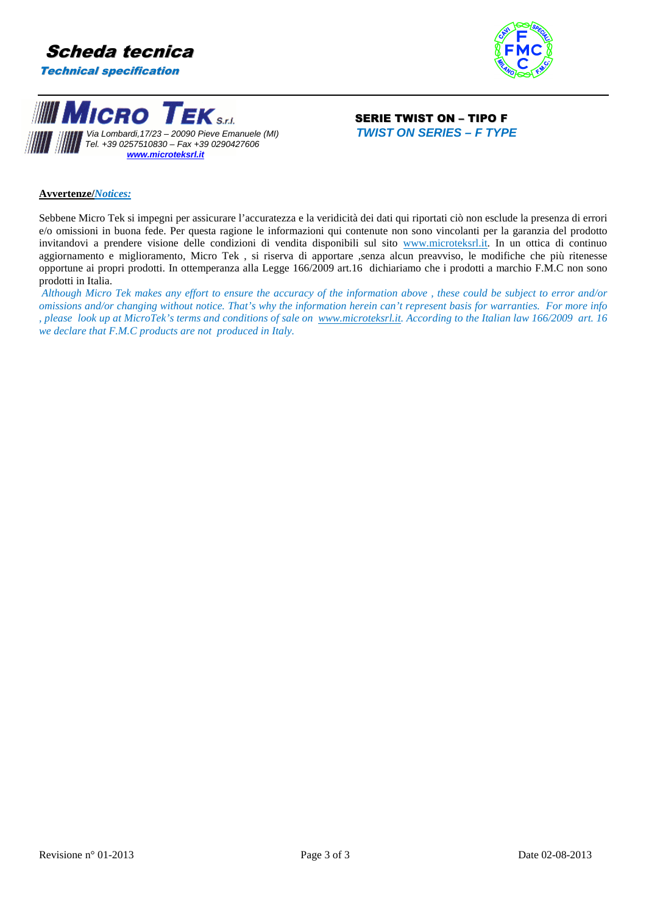**Scheda tecnica**

***Technical specification***

**MICRO TEK S.r.l.**

*Via Lombardi,17/23 – 20090 Pieve Emanuele (MI)*
*Tel. +39 0257510830 – Fax +39 0290427606*
***www.microteksrl.it***

**SERIE TWIST ON – TIPO F**
***TWIST ON SERIES – F TYPE***

**Avvertenze/*Notices:***

Sebbene Micro Tek si impegni per assicurare l'accuratezza e la veridicità dei dati qui riportati ciò non esclude la presenza di errori e/o omissioni in buona fede. Per questa ragione le informazioni qui contenute non sono vincolanti per la garanzia del prodotto invitandovi a prendere visione delle condizioni di vendita disponibili sul sito www.microteksrl.it. In un ottica di continuo aggiornamento e miglioramento, Micro Tek , si riserva di apportare ,senza alcun preavviso, le modifiche che più ritenesse opportune ai propri prodotti. In ottemperanza alla Legge 166/2009 art.16 dichiariamo che i prodotti a marchio F.M.C non sono prodotti in Italia.

*Although Micro Tek makes any effort to ensure the accuracy of the information above , these could be subject to error and/or omissions and/or changing without notice. That's why the information herein can't represent basis for warranties. For more info , please look up at MicroTek's terms and conditions of sale on www.microteksrl.it. According to the Italian law 166/2009 art. 16 we declare that F.M.C products are not produced in Italy.*

Revisione n° 01-2013 Date 02-08-2013